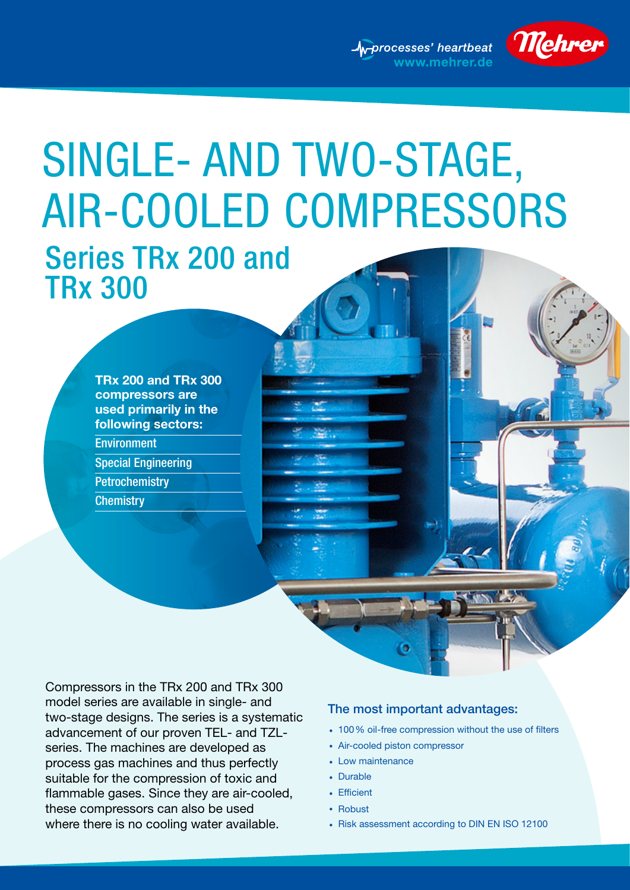processes' heartbeat
www.mehrer.de

Mehrer

# SINGLE- AND TWO-STAGE, AIR-COOLED COMPRESSORS

## Series TRx 200 and TRx 300

**TRx 200 and TRx 300 compressors are used primarily in the following sectors:**

- Environment
- Special Engineering
- Petrochemistry
- Chemistry

Compressors in the TRx 200 and TRx 300 model series are available in single- and two-stage designs. The series is a systematic advancement of our proven TEL- and TZL-series. The machines are developed as process gas machines and thus perfectly suitable for the compression of toxic and flammable gases. Since they are air-cooled, these compressors can also be used where there is no cooling water available.

### The most important advantages:

- 100 % oil-free compression without the use of filters
- Air-cooled piston compressor
- Low maintenance
- Durable
- Efficient
- Robust
- Risk assessment according to DIN EN ISO 12100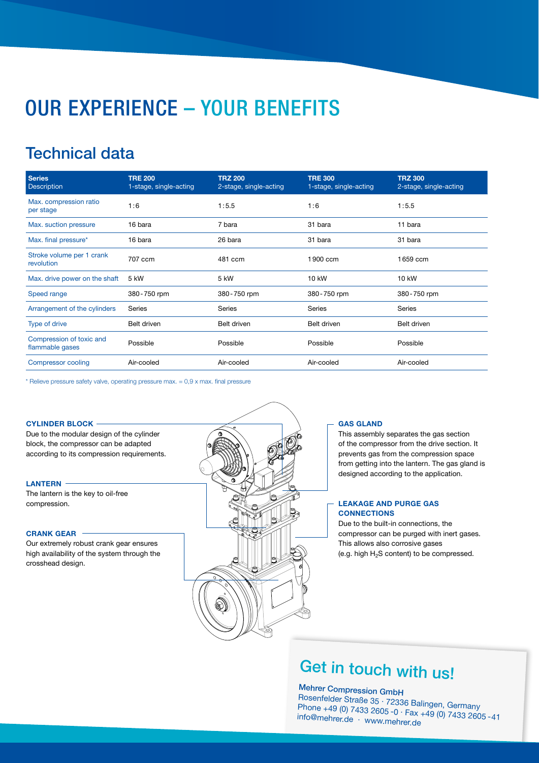# OUR EXPERIENCE – YOUR BENEFITS

## Technical data

| Series<br>Description | TRE 200<br>1-stage, single-acting | TRZ 200<br>2-stage, single-acting | TRE 300<br>1-stage, single-acting | TRZ 300<br>2-stage, single-acting |
|---|---|---|---|---|
| Max. compression ratio per stage | 1:6 | 1:5.5 | 1:6 | 1:5.5 |
| Max. suction pressure | 16 bara | 7 bara | 31 bara | 11 bara |
| Max. final pressure* | 16 bara | 26 bara | 31 bara | 31 bara |
| Stroke volume per 1 crank revolution | 707 ccm | 481 ccm | 1900 ccm | 1659 ccm |
| Max. drive power on the shaft | 5 kW | 5 kW | 10 kW | 10 kW |
| Speed range | 380-750 rpm | 380-750 rpm | 380-750 rpm | 380-750 rpm |
| Arrangement of the cylinders | Series | Series | Series | Series |
| Type of drive | Belt driven | Belt driven | Belt driven | Belt driven |
| Compression of toxic and flammable gases | Possible | Possible | Possible | Possible |
| Compressor cooling | Air-cooled | Air-cooled | Air-cooled | Air-cooled |

* Relieve pressure safety valve, operating pressure max. = 0,9 x max. final pressure

**CYLINDER BLOCK**
Due to the modular design of the cylinder block, the compressor can be adapted according to its compression requirements.

**LANTERN**
The lantern is the key to oil-free compression.

**CRANK GEAR**
Our extremely robust crank gear ensures high availability of the system through the crosshead design.

**GAS GLAND**
This assembly separates the gas section of the compressor from the drive section. It prevents gas from the compression space from getting into the lantern. The gas gland is designed according to the application.

**LEAKAGE AND PURGE GAS CONNECTIONS**
Due to the built-in connections, the compressor can be purged with inert gases. This allows also corrosive gases (e.g. high $H_2S$ content) to be compressed.

## Get in touch with us!

**Mehrer Compression GmbH**
Rosenfelder Straße 35 · 72336 Balingen, Germany
Phone +49 (0) 7433 2605 -0 · Fax +49 (0) 7433 2605 -41
info@mehrer.de · www.mehrer.de